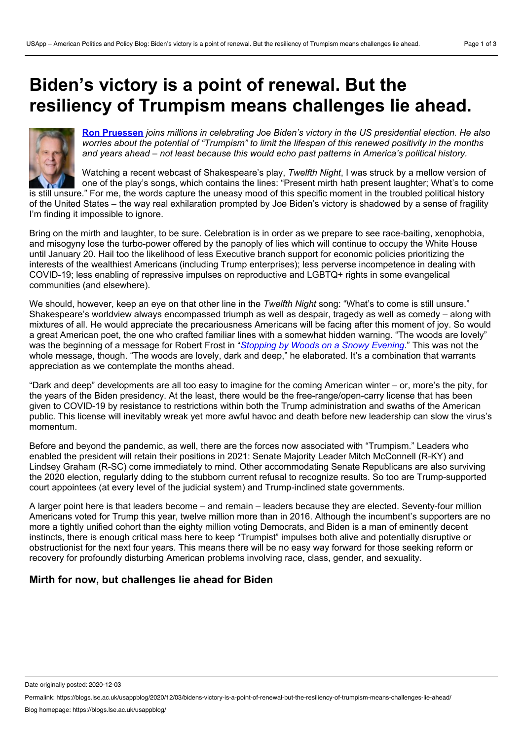# Biden's victory is a point of renewal. But the resiliency of Trumpism means challenges lie ahead.

**Ron Pruessen** *joins millions in celebrating Joe Biden's victory in the US presidential election. He also worries about the potential of "Trumpism" to limit the lifespan of this renewed positivity in the months and years ahead – not least because this would echo past patterns in America's political history.*

Watching a recent webcast of Shakespeare's play, *Twelfth Night*, I was struck by a mellow version of one of the play's songs, which contains the lines: "Present mirth hath present laughter; What's to come is still unsure." For me, the words capture the uneasy mood of this specific moment in the troubled political history of the United States – the way real exhilaration prompted by Joe Biden's victory is shadowed by a sense of fragility I'm finding it impossible to ignore.

Bring on the mirth and laughter, to be sure. Celebration is in order as we prepare to see race-baiting, xenophobia, and misogyny lose the turbo-power offered by the panoply of lies which will continue to occupy the White House until January 20. Hail too the likelihood of less Executive branch support for economic policies prioritizing the interests of the wealthiest Americans (including Trump enterprises); less perverse incompetence in dealing with COVID-19; less enabling of repressive impulses on reproductive and LGBTQ+ rights in some evangelical communities (and elsewhere).

We should, however, keep an eye on that other line in the *Twelfth Night* song: "What's to come is still unsure." Shakespeare's worldview always encompassed triumph as well as despair, tragedy as well as comedy – along with mixtures of all. He would appreciate the precariousness Americans will be facing after this moment of joy. So would a great American poet, the one who crafted familiar lines with a somewhat hidden warning. "The woods are lovely" was the beginning of a message for Robert Frost in "*Stopping by Woods on a Snowy Evening*." This was not the whole message, though. "The woods are lovely, dark and deep," he elaborated. It's a combination that warrants appreciation as we contemplate the months ahead.

"Dark and deep" developments are all too easy to imagine for the coming American winter – or, more's the pity, for the years of the Biden presidency. At the least, there would be the free-range/open-carry license that has been given to COVID-19 by resistance to restrictions within both the Trump administration and swaths of the American public. This license will inevitably wreak yet more awful havoc and death before new leadership can slow the virus's momentum.

Before and beyond the pandemic, as well, there are the forces now associated with "Trumpism." Leaders who enabled the president will retain their positions in 2021: Senate Majority Leader Mitch McConnell (R-KY) and Lindsey Graham (R-SC) come immediately to mind. Other accommodating Senate Republicans are also surviving the 2020 election, regularly dding to the stubborn current refusal to recognize results. So too are Trump-supported court appointees (at every level of the judicial system) and Trump-inclined state governments.

A larger point here is that leaders become – and remain – leaders because they are elected. Seventy-four million Americans voted for Trump this year, twelve million more than in 2016. Although the incumbent's supporters are no more a tightly unified cohort than the eighty million voting Democrats, and Biden is a man of eminently decent instincts, there is enough critical mass here to keep "Trumpist" impulses both alive and potentially disruptive or obstructionist for the next four years. This means there will be no easy way forward for those seeking reform or recovery for profoundly disturbing American problems involving race, class, gender, and sexuality.

## Mirth for now, but challenges lie ahead for Biden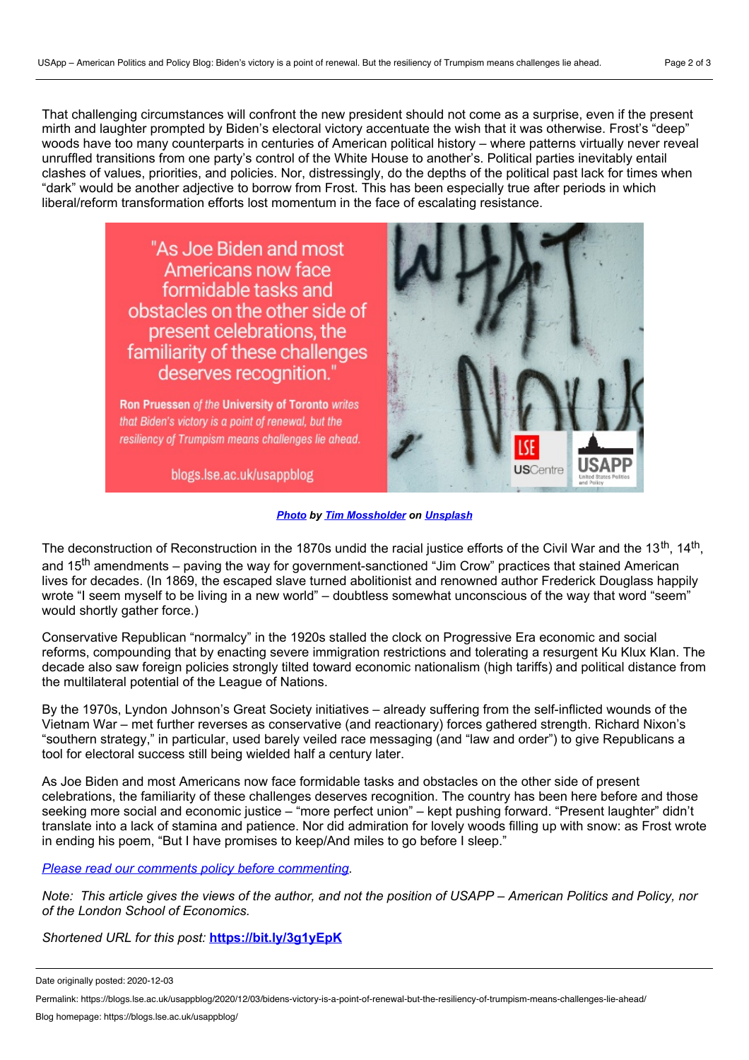That challenging circumstances will confront the new president should not come as a surprise, even if the present mirth and laughter prompted by Biden's electoral victory accentuate the wish that it was otherwise. Frost's "deep" woods have too many counterparts in centuries of American political history – where patterns virtually never reveal unruffled transitions from one party's control of the White House to another's. Political parties inevitably entail clashes of values, priorities, and policies. Nor, distressingly, do the depths of the political past lack for times when "dark" would be another adjective to borrow from Frost. This has been especially true after periods in which liberal/reform transformation efforts lost momentum in the face of escalating resistance.

***[Photo](#) by [Tim Mossholder](#) on [Unsplash](#)***

The deconstruction of Reconstruction in the 1870s undid the racial justice efforts of the Civil War and the 13th, 14th, and 15th amendments – paving the way for government-sanctioned "Jim Crow" practices that stained American lives for decades. (In 1869, the escaped slave turned abolitionist and renowned author Frederick Douglass happily wrote "I seem myself to be living in a new world" – doubtless somewhat unconscious of the way that word "seem" would shortly gather force.)

Conservative Republican "normalcy" in the 1920s stalled the clock on Progressive Era economic and social reforms, compounding that by enacting severe immigration restrictions and tolerating a resurgent Ku Klux Klan. The decade also saw foreign policies strongly tilted toward economic nationalism (high tariffs) and political distance from the multilateral potential of the League of Nations.

By the 1970s, Lyndon Johnson's Great Society initiatives – already suffering from the self-inflicted wounds of the Vietnam War – met further reverses as conservative (and reactionary) forces gathered strength. Richard Nixon's "southern strategy," in particular, used barely veiled race messaging (and "law and order") to give Republicans a tool for electoral success still being wielded half a century later.

As Joe Biden and most Americans now face formidable tasks and obstacles on the other side of present celebrations, the familiarity of these challenges deserves recognition. The country has been here before and those seeking more social and economic justice – "more perfect union" – kept pushing forward. "Present laughter" didn't translate into a lack of stamina and patience. Nor did admiration for lovely woods filling up with snow: as Frost wrote in ending his poem, "But I have promises to keep/And miles to go before I sleep."

*[Please read our comments policy before commenting](#).*

*Note: This article gives the views of the author, and not the position of USAPP – American Politics and Policy, nor of the London School of Economics.*

*Shortened URL for this post:* **[https://bit.ly/3g1yEpK](https://bit.ly/3g1yEpK)**

Date originally posted: 2020-12-03

Permalink: https://blogs.lse.ac.uk/usappblog/2020/12/03/bidens-victory-is-a-point-of-renewal-but-the-resiliency-of-trumpism-means-challenges-lie-ahead/

Blog homepage: https://blogs.lse.ac.uk/usappblog/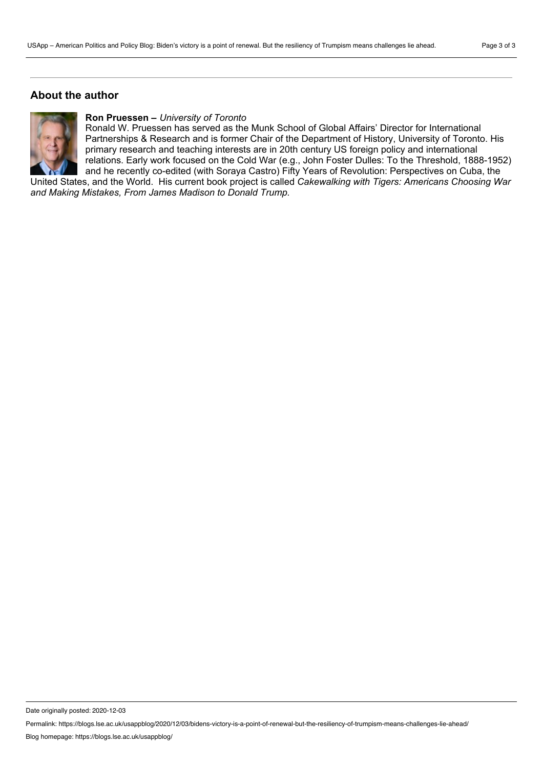## About the author

**Ron Pruessen** – *University of Toronto*
Ronald W. Pruessen has served as the Munk School of Global Affairs' Director for International Partnerships & Research and is former Chair of the Department of History, University of Toronto. His primary research and teaching interests are in 20th century US foreign policy and international relations. Early work focused on the Cold War (e.g., John Foster Dulles: To the Threshold, 1888-1952) and he recently co-edited (with Soraya Castro) Fifty Years of Revolution: Perspectives on Cuba, the United States, and the World. His current book project is called *Cakewalking with Tigers: Americans Choosing War and Making Mistakes, From James Madison to Donald Trump.*

Date originally posted: 2020-12-03

Permalink: https://blogs.lse.ac.uk/usappblog/2020/12/03/bidens-victory-is-a-point-of-renewal-but-the-resiliency-of-trumpism-means-challenges-lie-ahead/

Blog homepage: https://blogs.lse.ac.uk/usappblog/